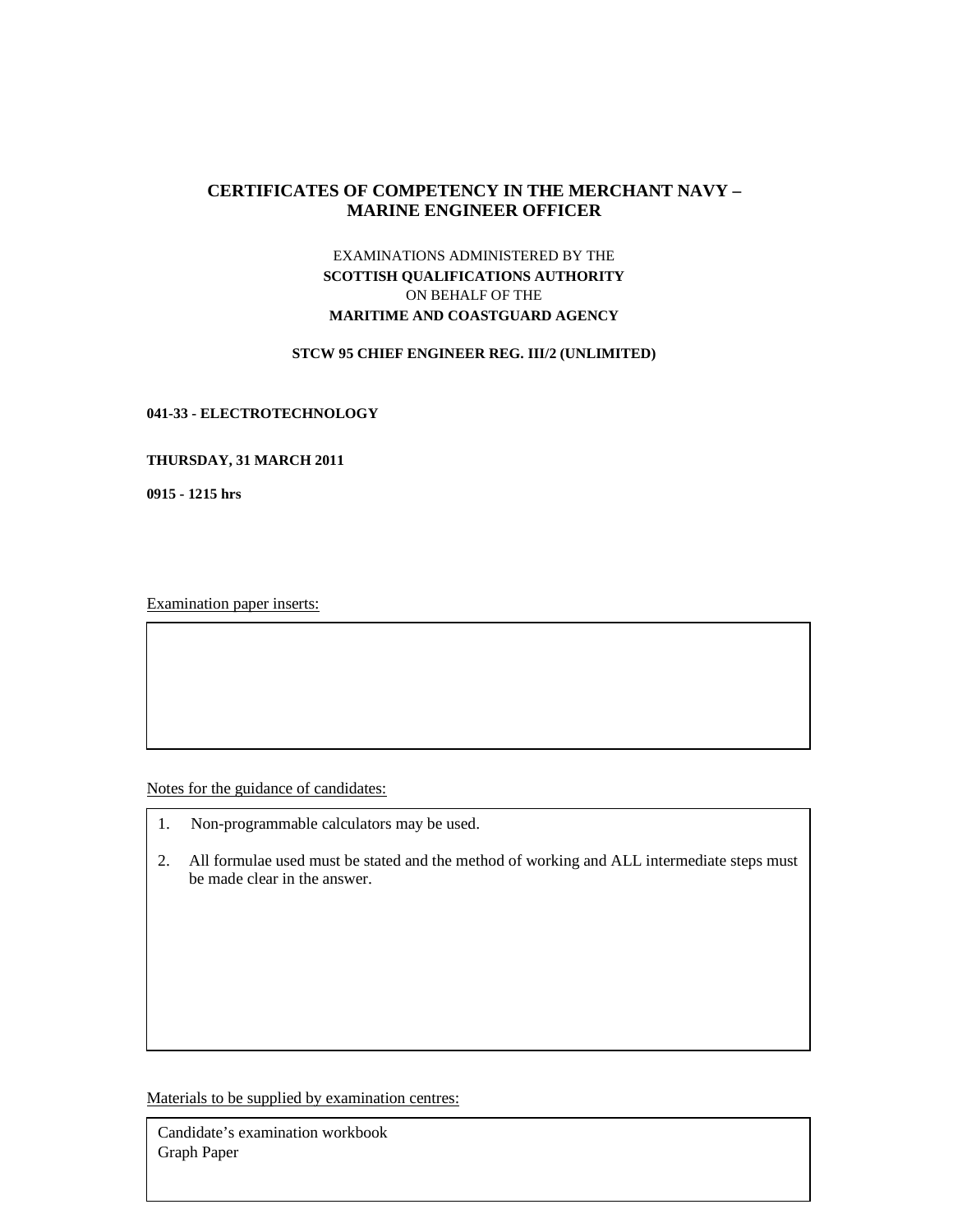# CERTIFICATES OF COMPETENCY IN THE MERCHANT NAVY – MARINE ENGINEER OFFICER

EXAMINATIONS ADMINISTERED BY THE
**SCOTTISH QUALIFICATIONS AUTHORITY**
ON BEHALF OF THE
**MARITIME AND COASTGUARD AGENCY**

**STCW 95 CHIEF ENGINEER REG. III/2 (UNLIMITED)**

**041-33 - ELECTROTECHNOLOGY**

**THURSDAY, 31 MARCH 2011**

**0915 - 1215 hrs**

Examination paper inserts:

Notes for the guidance of candidates:

1. Non-programmable calculators may be used.
2. All formulae used must be stated and the method of working and ALL intermediate steps must be made clear in the answer.

Materials to be supplied by examination centres:

Candidate's examination workbook
Graph Paper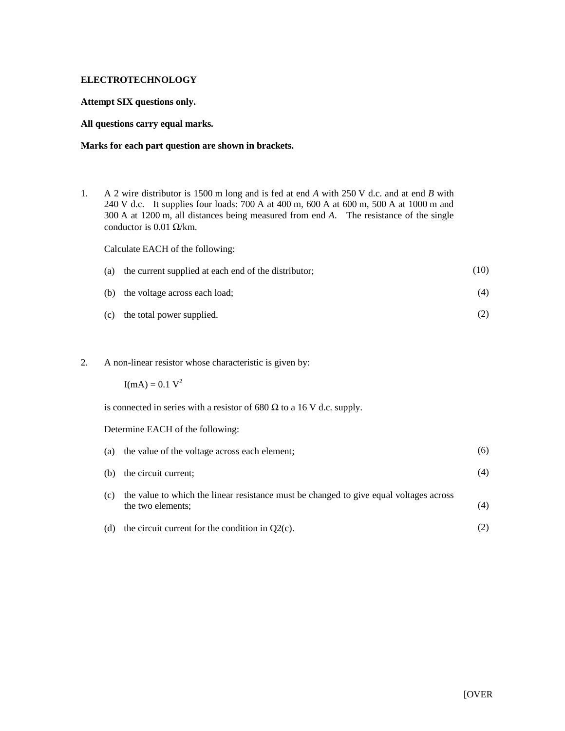**ELECTROTECHNOLOGY**

**Attempt SIX questions only.**

**All questions carry equal marks.**

**Marks for each part question are shown in brackets.**

1. A 2 wire distributor is 1500 m long and is fed at end *A* with 250 V d.c. and at end *B* with 240 V d.c. It supplies four loads: 700 A at 400 m, 600 A at 600 m, 500 A at 1000 m and 300 A at 1200 m, all distances being measured from end *A*. The resistance of the single conductor is 0.01 Ω/km.

   Calculate EACH of the following:

   (a) the current supplied at each end of the distributor; (10)

   (b) the voltage across each load; (4)

   (c) the total power supplied. (2)

2. A non-linear resistor whose characteristic is given by:

   $I(\text{mA}) = 0.1\ V^2$

   is connected in series with a resistor of 680 Ω to a 16 V d.c. supply.

   Determine EACH of the following:

   (a) the value of the voltage across each element; (6)

   (b) the circuit current; (4)

   (c) the value to which the linear resistance must be changed to give equal voltages across the two elements; (4)

   (d) the circuit current for the condition in Q2(c). (2)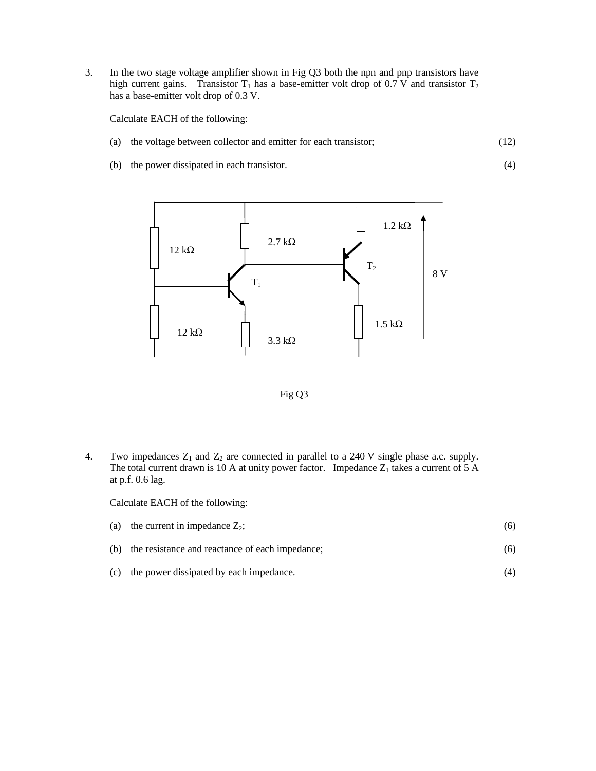3. In the two stage voltage amplifier shown in Fig Q3 both the npn and pnp transistors have high current gains. Transistor $T_1$ has a base-emitter volt drop of 0.7 V and transistor $T_2$ has a base-emitter volt drop of 0.3 V.

   Calculate EACH of the following:

   (a) the voltage between collector and emitter for each transistor; (12)

   (b) the power dissipated in each transistor. (4)

Fig Q3

4. Two impedances $Z_1$ and $Z_2$ are connected in parallel to a 240 V single phase a.c. supply. The total current drawn is 10 A at unity power factor. Impedance $Z_1$ takes a current of 5 A at p.f. 0.6 lag.

   Calculate EACH of the following:

   (a) the current in impedance $Z_2$; (6)

   (b) the resistance and reactance of each impedance; (6)

   (c) the power dissipated by each impedance. (4)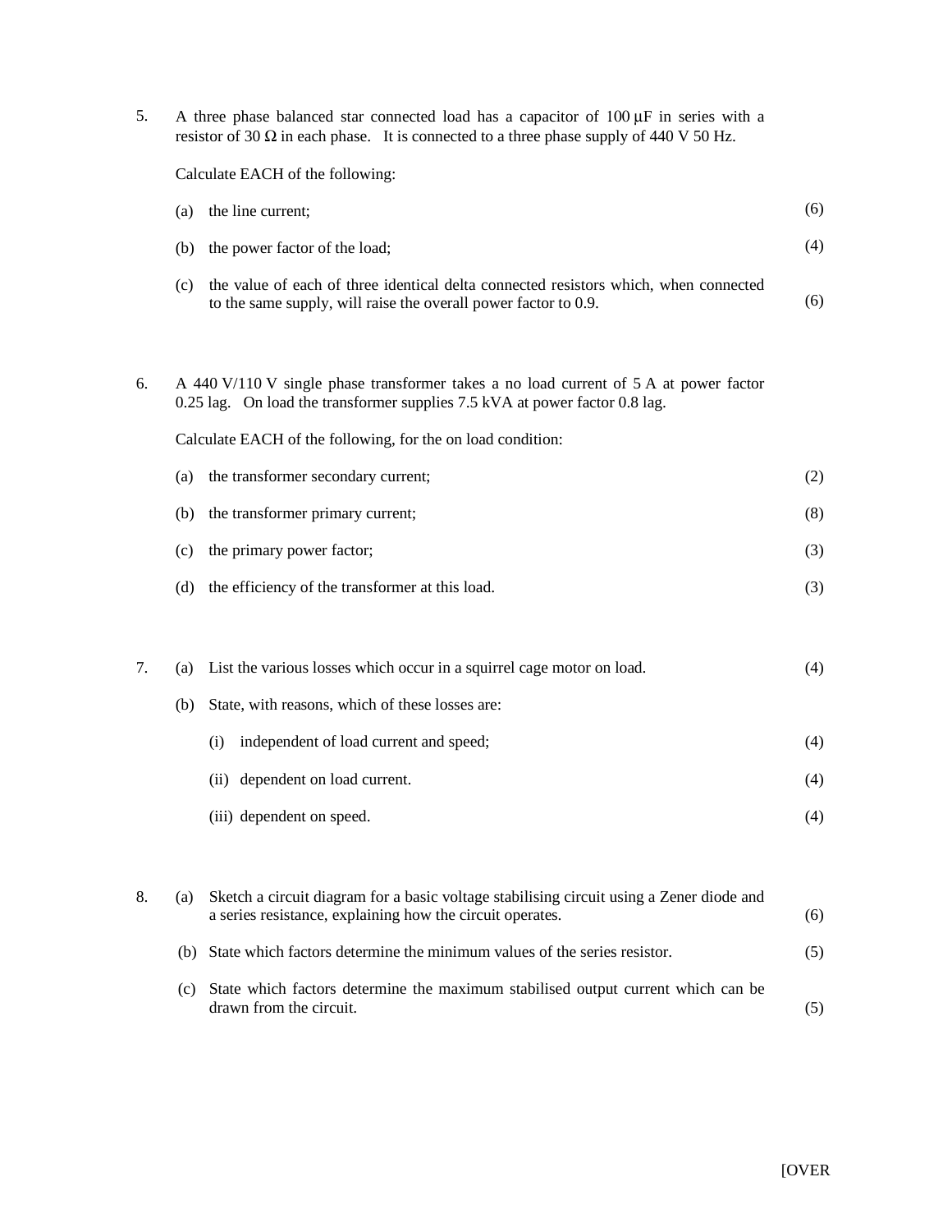5. A three phase balanced star connected load has a capacitor of 100 μF in series with a resistor of 30 Ω in each phase. It is connected to a three phase supply of 440 V 50 Hz.

   Calculate EACH of the following:

   (a) the line current; (6)

   (b) the power factor of the load; (4)

   (c) the value of each of three identical delta connected resistors which, when connected to the same supply, will raise the overall power factor to 0.9. (6)

6. A 440 V/110 V single phase transformer takes a no load current of 5 A at power factor 0.25 lag. On load the transformer supplies 7.5 kVA at power factor 0.8 lag.

   Calculate EACH of the following, for the on load condition:

   (a) the transformer secondary current; (2)

   (b) the transformer primary current; (8)

   (c) the primary power factor; (3)

   (d) the efficiency of the transformer at this load. (3)

7. (a) List the various losses which occur in a squirrel cage motor on load. (4)

   (b) State, with reasons, which of these losses are:

   (i) independent of load current and speed; (4)

   (ii) dependent on load current. (4)

   (iii) dependent on speed. (4)

8. (a) Sketch a circuit diagram for a basic voltage stabilising circuit using a Zener diode and a series resistance, explaining how the circuit operates. (6)

   (b) State which factors determine the minimum values of the series resistor. (5)

   (c) State which factors determine the maximum stabilised output current which can be drawn from the circuit. (5)

[OVER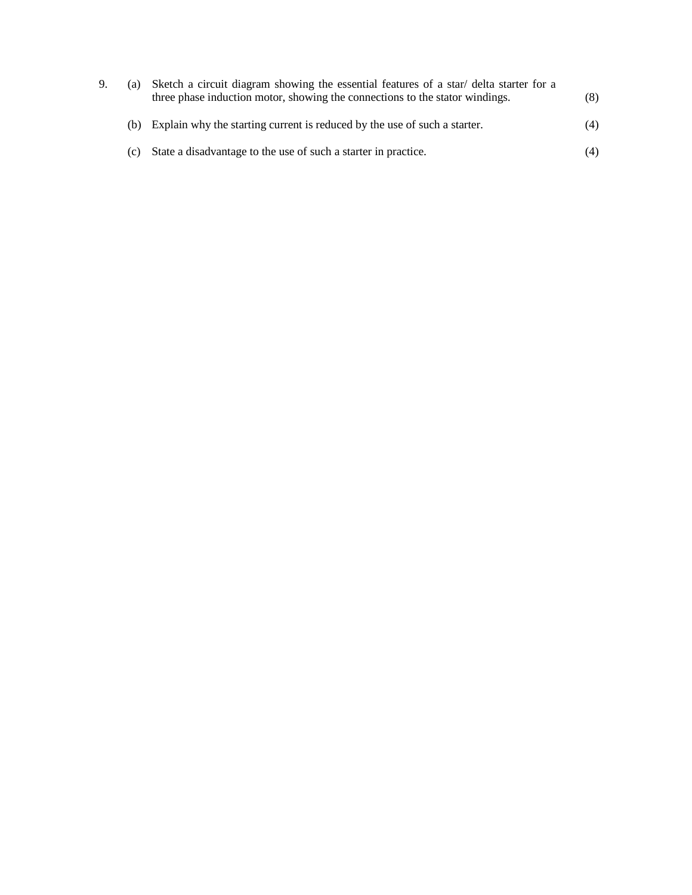9. (a) Sketch a circuit diagram showing the essential features of a star/ delta starter for a three phase induction motor, showing the connections to the stator windings. (8)

   (b) Explain why the starting current is reduced by the use of such a starter. (4)

   (c) State a disadvantage to the use of such a starter in practice. (4)